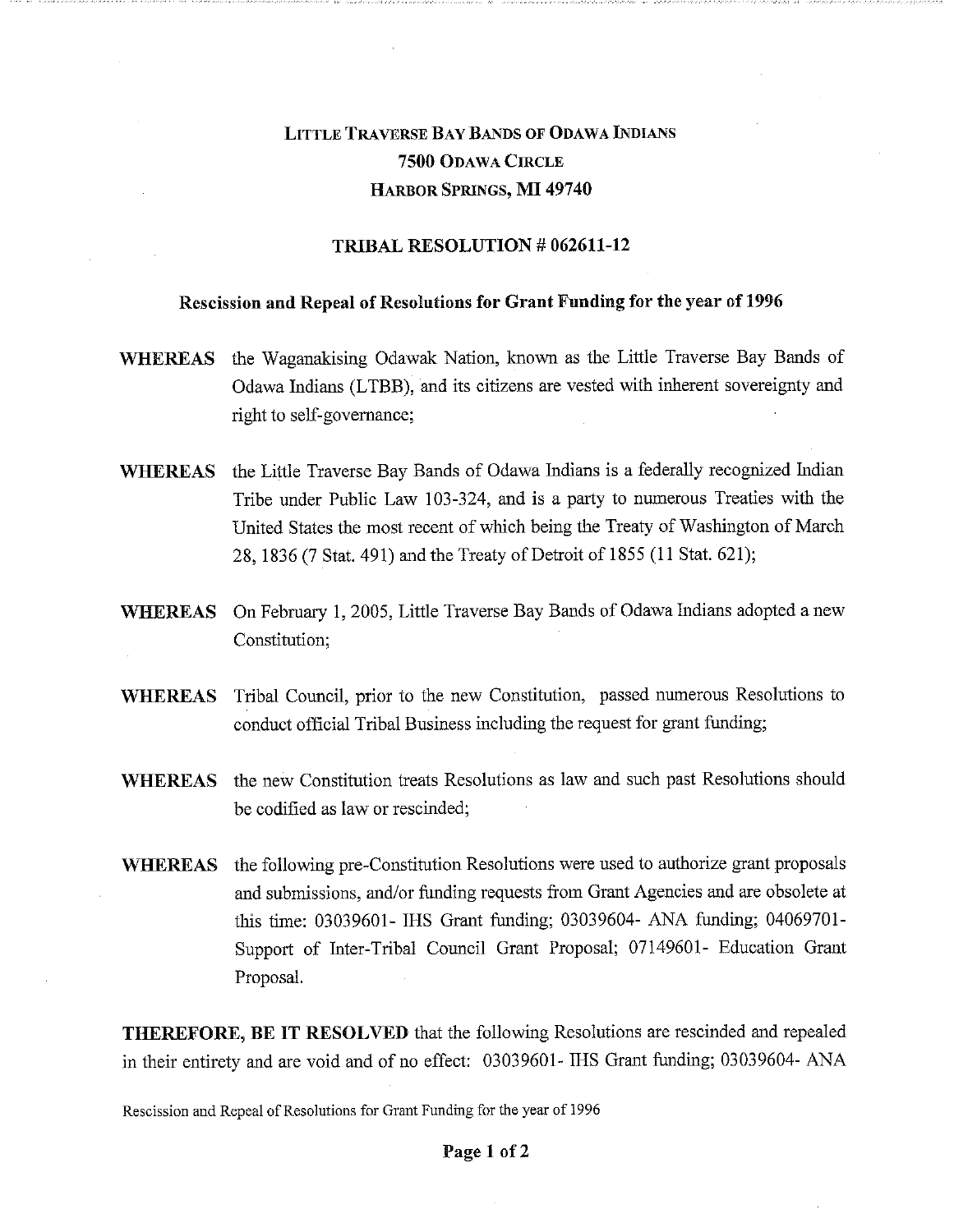# LITTLE TRAVERSE BAY BANDS OF ODAWA INDIANS
## 7500 ODAWA CIRCLE
## HARBOR SPRINGS, MI 49740

### TRIBAL RESOLUTION # 062611-12

**Rescission and Repeal of Resolutions for Grant Funding for the year of 1996**

**WHEREAS** the Waganakising Odawak Nation, known as the Little Traverse Bay Bands of Odawa Indians (LTBB), and its citizens are vested with inherent sovereignty and right to self-governance;

**WHEREAS** the Little Traverse Bay Bands of Odawa Indians is a federally recognized Indian Tribe under Public Law 103-324, and is a party to numerous Treaties with the United States the most recent of which being the Treaty of Washington of March 28, 1836 (7 Stat. 491) and the Treaty of Detroit of 1855 (11 Stat. 621);

**WHEREAS** On February 1, 2005, Little Traverse Bay Bands of Odawa Indians adopted a new Constitution;

**WHEREAS** Tribal Council, prior to the new Constitution, passed numerous Resolutions to conduct official Tribal Business including the request for grant funding;

**WHEREAS** the new Constitution treats Resolutions as law and such past Resolutions should be codified as law or rescinded;

**WHEREAS** the following pre-Constitution Resolutions were used to authorize grant proposals and submissions, and/or funding requests from Grant Agencies and are obsolete at this time: 03039601- IHS Grant funding; 03039604- ANA funding; 04069701- Support of Inter-Tribal Council Grant Proposal; 07149601- Education Grant Proposal.

**THEREFORE, BE IT RESOLVED** that the following Resolutions are rescinded and repealed in their entirety and are void and of no effect: 03039601- IHS Grant funding; 03039604- ANA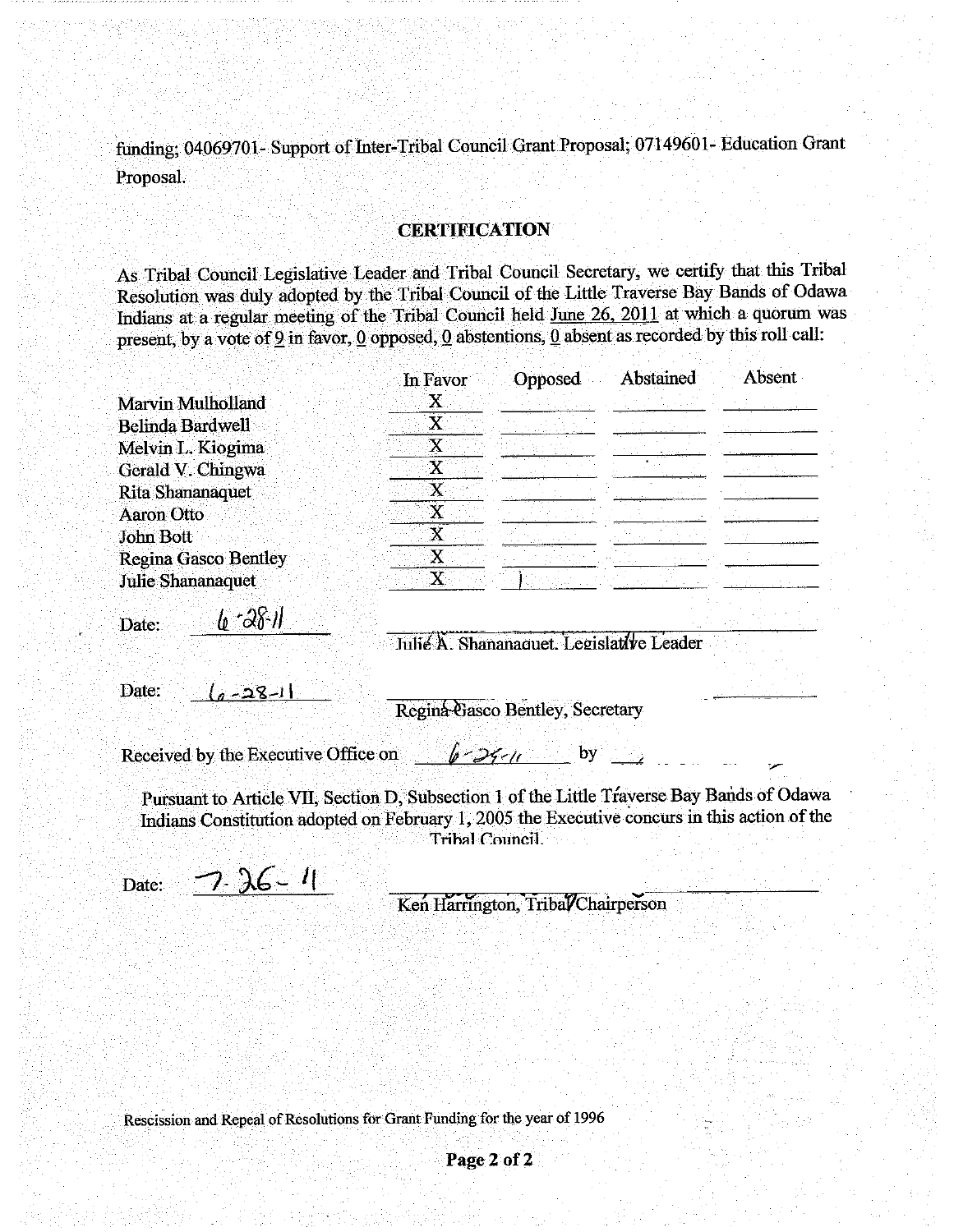funding; 04069701- Support of Inter-Tribal Council Grant Proposal; 07149601- Education Grant Proposal.

## CERTIFICATION

As Tribal Council Legislative Leader and Tribal Council Secretary, we certify that this Tribal Resolution was duly adopted by the Tribal Council of the Little Traverse Bay Bands of Odawa Indians at a regular meeting of the Tribal Council held June 26, 2011 at which a quorum was present, by a vote of 9 in favor, 0 opposed, 0 abstentions, 0 absent as recorded by this roll call:

| | In Favor | Opposed | Abstained | Absent |
|---|---|---|---|---|
| Marvin Mulholland | X | | | |
| Belinda Bardwell | X | | | |
| Melvin L. Kiogima | X | | | |
| Gerald V. Chingwa | X | | | |
| Rita Shananaquet | X | | | |
| Aaron Otto | X | | | |
| John Bott | X | | | |
| Regina Gasco Bentley | X | | | |
| Julie Shananaquet | X | | | |

Date: 6-28-11 ____________________ Julie A. Shananaquet, Legislative Leader

Date: 6-28-11 ____________________ Regina Gasco Bentley, Secretary

Received by the Executive Office on 6-29-11 by ________

Pursuant to Article VII, Section D, Subsection 1 of the Little Traverse Bay Bands of Odawa Indians Constitution adopted on February 1, 2005 the Executive concurs in this action of the Tribal Council.

Date: 7-26-11 ____________________ Ken Harrington, Tribal Chairperson

Rescission and Repeal of Resolutions for Grant Funding for the year of 1996